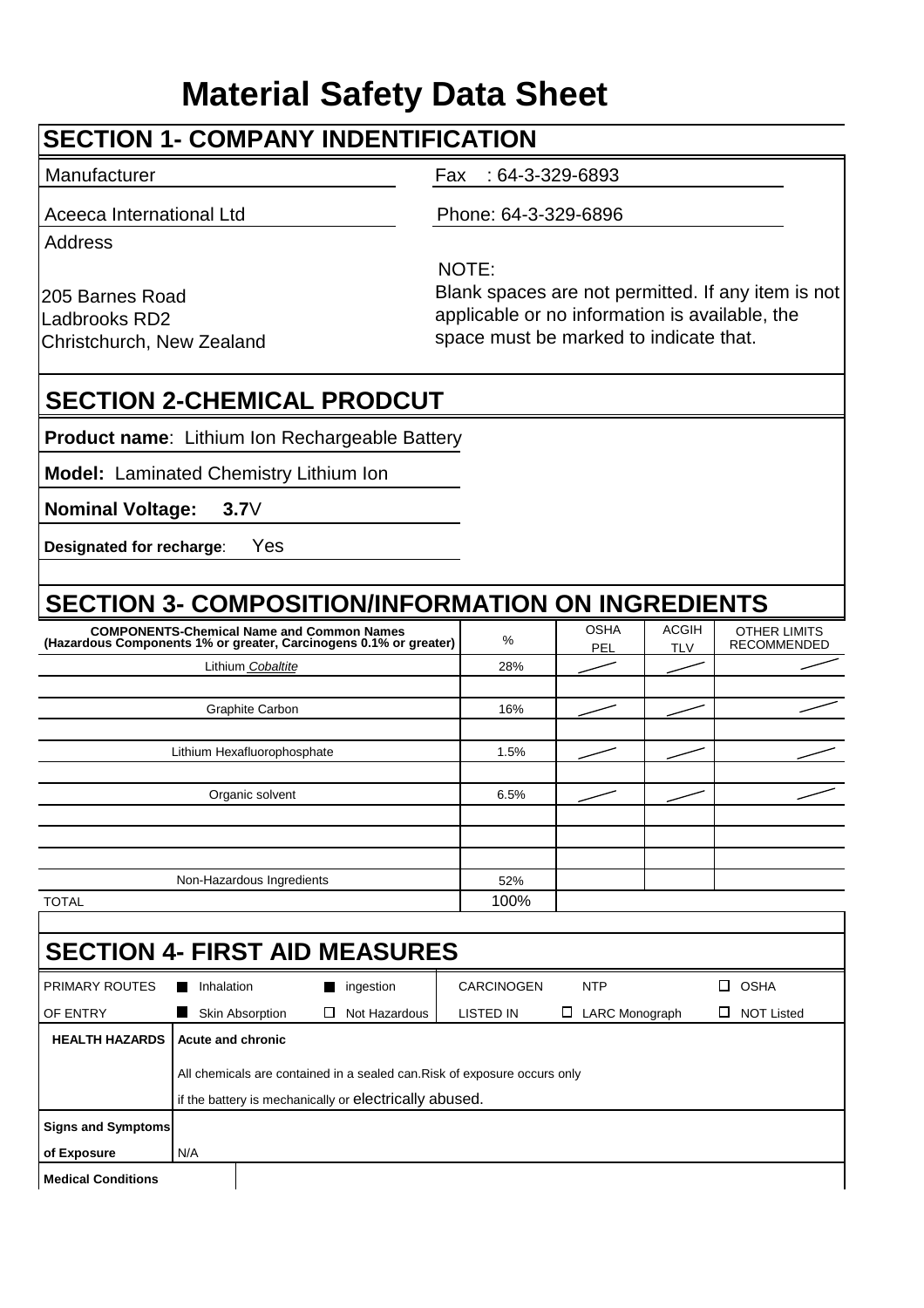# Material Safety Data Sheet

## SECTION 1- COMPANY INDENTIFICATION

Manufacturer

Aceeca International Ltd

Address

205 Barnes Road
Ladbrooks RD2
Christchurch, New Zealand

Fax : 64-3-329-6893

Phone: 64-3-329-6896

NOTE:
Blank spaces are not permitted. If any item is not applicable or no information is available, the space must be marked to indicate that.

## SECTION 2-CHEMICAL PRODCUT

**Product name**: Lithium Ion Rechargeable Battery

**Model:** Laminated Chemistry Lithium Ion

**Nominal Voltage: 3.7**V

**Designated for recharge**: Yes

## SECTION 3- COMPOSITION/INFORMATION ON INGREDIENTS

| COMPONENTS-Chemical Name and Common Names (Hazardous Components 1% or greater, Carcinogens 0.1% or greater) | % | OSHA PEL | ACGIH TLV | OTHER LIMITS RECOMMENDED |
|---|---|---|---|---|
| Lithium *Cobaltite* | 28% | / | / | / |
| | | | | |
| Graphite Carbon | 16% | / | / | / |
| | | | | |
| Lithium Hexafluorophosphate | 1.5% | / | / | / |
| | | | | |
| Organic solvent | 6.5% | / | / | / |
| | | | | |
| | | | | |
| | | | | |
| Non-Hazardous Ingredients | 52% | | | |
| TOTAL | 100% | | | |

## SECTION 4- FIRST AID MEASURES

| PRIMARY ROUTES OF ENTRY | ■ Inhalation | ■ ingestion | CARCINOGEN LISTED IN | NTP | ☐ OSHA |
|---|---|---|---|---|---|
| | ■ Skin Absorption | ☐ Not Hazardous | | ☐ LARC Monograph | ☐ NOT Listed |

**HEALTH HAZARDS** | **Acute and chronic**

All chemicals are contained in a sealed can.Risk of exposure occurs only if the battery is mechanically or electrically abused.

**Signs and Symptoms of Exposure** | N/A

**Medical Conditions**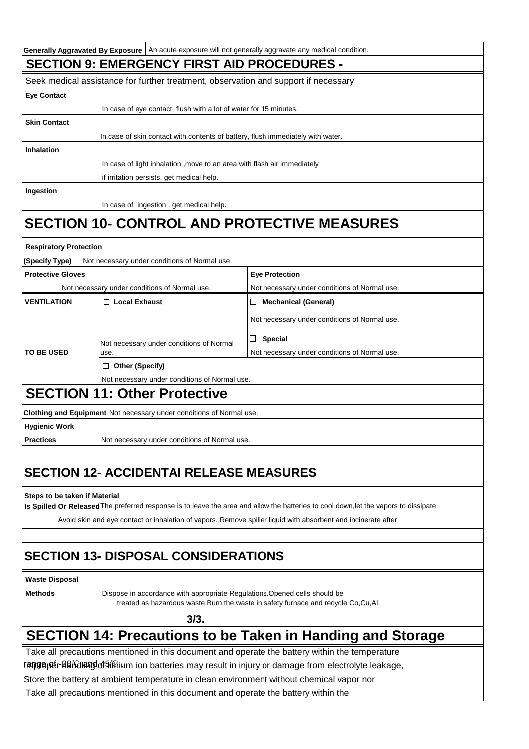| Generally Aggravated By Exposure | An acute exposure will not generally aggravate any medical condition. |
|---|---|

## SECTION 9: EMERGENCY FIRST AID PROCEDURES -

Seek medical assistance for further treatment, observation and support if necessary

**Eye Contact**

In case of eye contact, flush with a lot of water for 15 minutes.

**Skin Contact**

In case of skin contact with contents of battery, flush immediately with water.

**Inhalation**

In case of light inhalation ,move to an area with flash air immediately

if irritation persists, get medical help.

**Ingestion**

In case of ingestion , get medical help.

# SECTION 10- CONTROL AND PROTECTIVE MEASURES

**Respiratory Protection**

**(Specify Type)** Not necessary under conditions of Normal use.

| Protective Gloves | | Eye Protection |
|---|---|---|
| Not necessary under conditions of Normal use. | | Not necessary under conditions of Normal use. |
| **VENTILATION** | ☐ **Local Exhaust** | ☐ **Mechanical (General)** |
| | | Not necessary under conditions of Normal use. |
| | Not necessary under conditions of Normal use. | ☐ **Special** |
| **TO BE USED** | | Not necessary under conditions of Normal use. |
| | ☐ **Other (Specify)** | |
| | Not necessary under conditions of Normal use. | |

## SECTION 11: Other Protective

**Clothing and Equipment** Not necessary under conditions of Normal use.

**Hygienic Work**

**Practices** Not necessary under conditions of Normal use.

## SECTION 12- ACCIDENTAl RELEASE MEASURES

**Steps to be taken if Material**

**Is Spilled Or Released** The preferred response is to leave the area and allow the batteries to cool down,let the vapors to dissipate .

Avoid skin and eye contact or inhalation of vapors. Remove spiller liquid with absorbent and incinerate after.

## SECTION 13- DISPOSAL CONSIDERATIONS

**Waste Disposal**

**Methods** Dispose in accordance with appropriate Regulations.Opened cells should be treated as hazardous waste.Burn the waste in safety furnace and recycle Co,Cu,Al.

**3/3.**

## SECTION 14: Precautions to be Taken in Handing and Storage

Take all precautions mentioned in this document and operate the battery within the temperature

range of -20℃ and 45℃.

Improper handling of lithium ion batteries may result in injury or damage from electrolyte leakage,

Store the battery at ambient temperature in clean environment without chemical vapor nor

Take all precautions mentioned in this document and operate the battery within the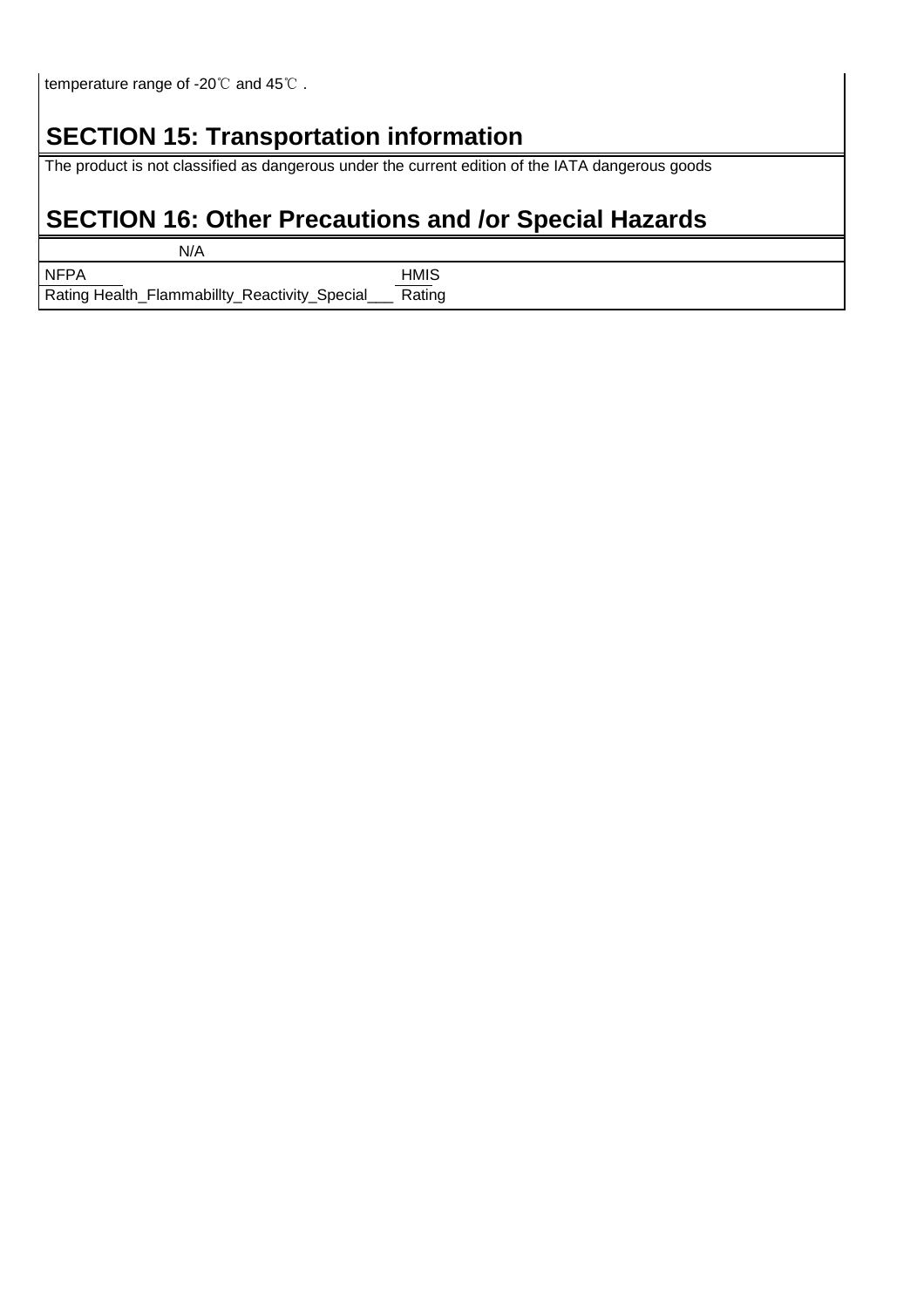temperature range of -20℃ and 45℃ .

## SECTION 15: Transportation information

The product is not classified as dangerous under the current edition of the IATA dangerous goods

## SECTION 16: Other Precautions and /or Special Hazards

N/A

NFPA HMIS

Rating Health_Flammabillty_Reactivity_Special___ Rating